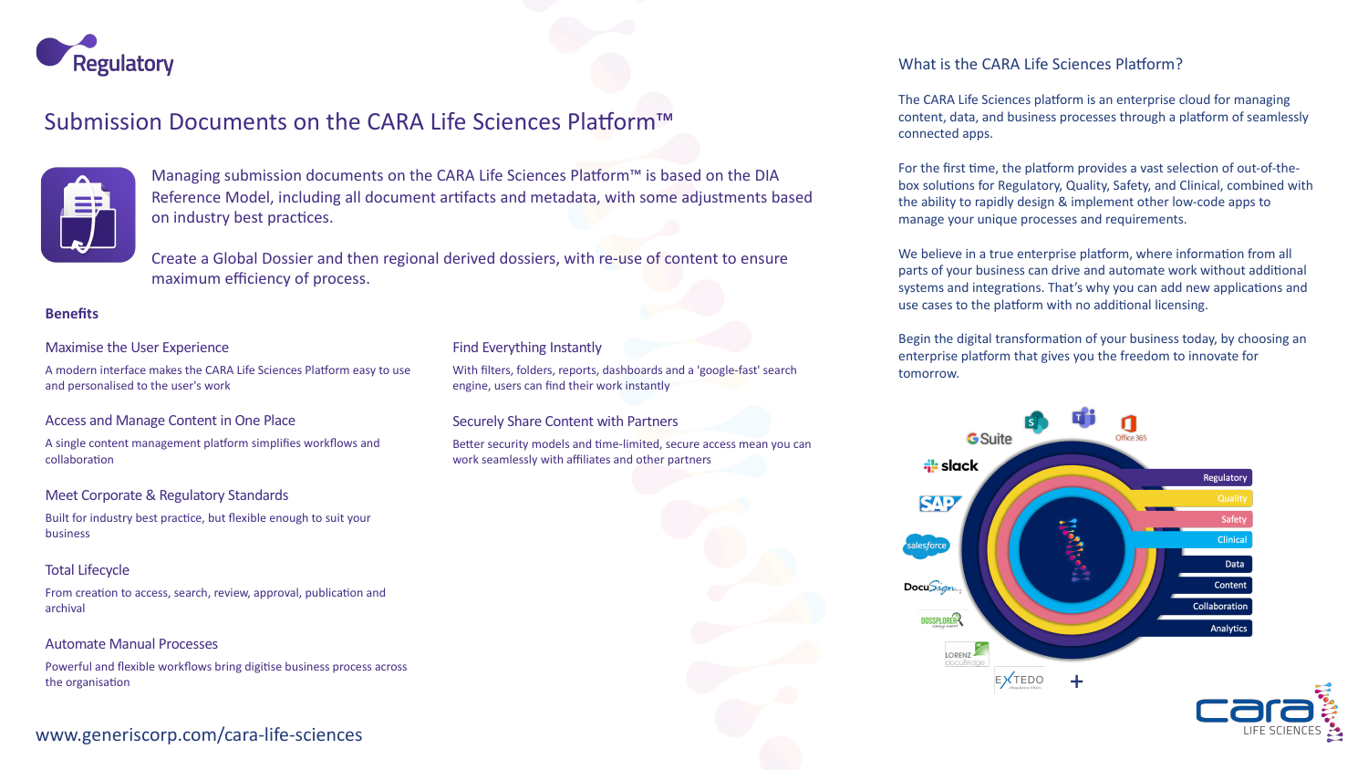# Regulatory

## Submission Documents on the CARA Life Sciences Platform™

Managing submission documents on the CARA Life Sciences Platform™ is based on the DIA Reference Model, including all document artifacts and metadata, with some adjustments based on industry best practices.

Create a Global Dossier and then regional derived dossiers, with re-use of content to ensure maximum efficiency of process.

### Benefits

**Maximise the User Experience**

A modern interface makes the CARA Life Sciences Platform easy to use and personalised to the user's work

**Access and Manage Content in One Place**

A single content management platform simplifies workflows and collaboration

**Meet Corporate & Regulatory Standards**

Built for industry best practice, but flexible enough to suit your business

**Total Lifecycle**

From creation to access, search, review, approval, publication and archival

**Automate Manual Processes**

Powerful and flexible workflows bring digitise business process across the organisation

**Find Everything Instantly**

With filters, folders, reports, dashboards and a 'google-fast' search engine, users can find their work instantly

**Securely Share Content with Partners**

Better security models and time-limited, secure access mean you can work seamlessly with affiliates and other partners

www.generiscorp.com/cara-life-sciences

## What is the CARA Life Sciences Platform?

The CARA Life Sciences platform is an enterprise cloud for managing content, data, and business processes through a platform of seamlessly connected apps.

For the first time, the platform provides a vast selection of out-of-the-box solutions for Regulatory, Quality, Safety, and Clinical, combined with the ability to rapidly design & implement other low-code apps to manage your unique processes and requirements.

We believe in a true enterprise platform, where information from all parts of your business can drive and automate work without additional systems and integrations. That's why you can add new applications and use cases to the platform with no additional licensing.

Begin the digital transformation of your business today, by choosing an enterprise platform that gives you the freedom to innovate for tomorrow.

G Suite · slack · SAP · salesforce · DocuSign · DOSSPLORER · LORENZ docuBridge · EXTEDO · Office 365 · +

Regulatory · Quality · Safety · Clinical · Data · Content · Collaboration · Analytics

cara LIFE SCIENCES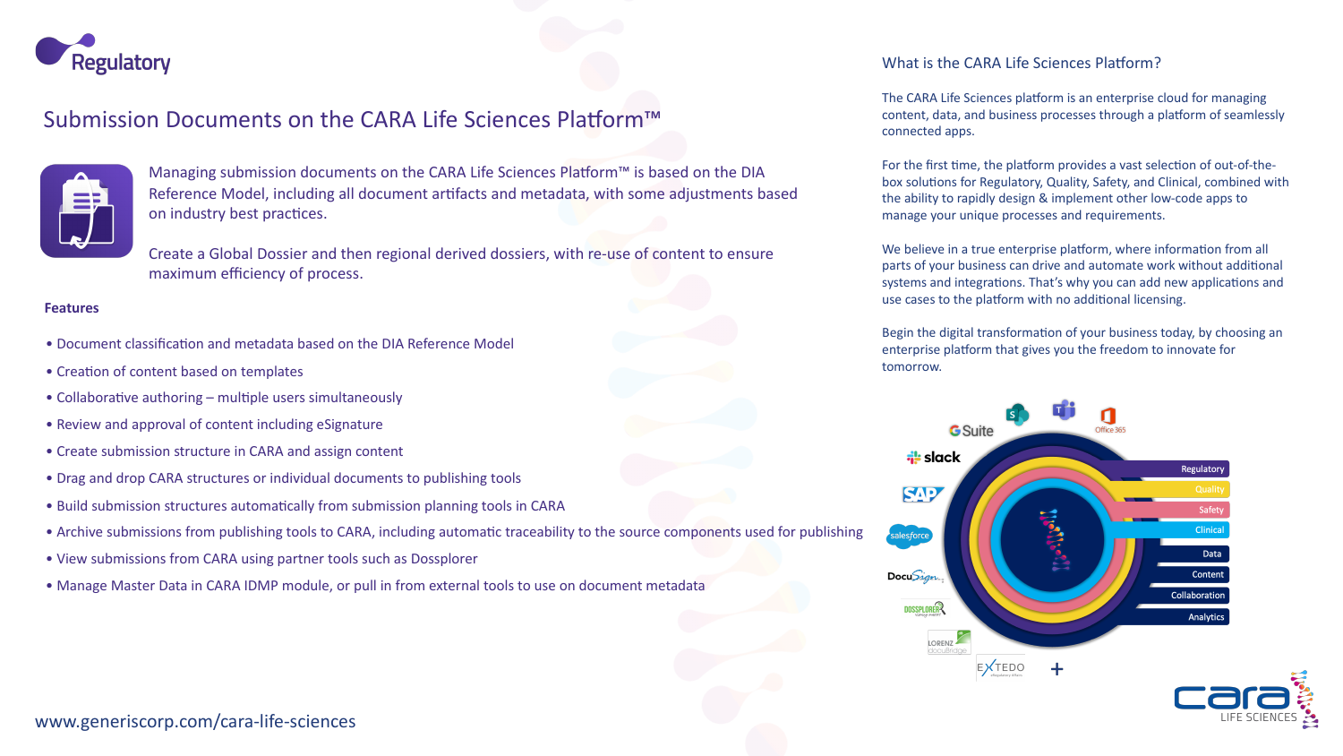Regulatory

# Submission Documents on the CARA Life Sciences Platform™

Managing submission documents on the CARA Life Sciences Platform™ is based on the DIA Reference Model, including all document artifacts and metadata, with some adjustments based on industry best practices.

Create a Global Dossier and then regional derived dossiers, with re-use of content to ensure maximum efficiency of process.

**Features**

- Document classification and metadata based on the DIA Reference Model
- Creation of content based on templates
- Collaborative authoring – multiple users simultaneously
- Review and approval of content including eSignature
- Create submission structure in CARA and assign content
- Drag and drop CARA structures or individual documents to publishing tools
- Build submission structures automatically from submission planning tools in CARA
- Archive submissions from publishing tools to CARA, including automatic traceability to the source components used for publishing
- View submissions from CARA using partner tools such as Dossplorer
- Manage Master Data in CARA IDMP module, or pull in from external tools to use on document metadata

## What is the CARA Life Sciences Platform?

The CARA Life Sciences platform is an enterprise cloud for managing content, data, and business processes through a platform of seamlessly connected apps.

For the first time, the platform provides a vast selection of out-of-the-box solutions for Regulatory, Quality, Safety, and Clinical, combined with the ability to rapidly design & implement other low-code apps to manage your unique processes and requirements.

We believe in a true enterprise platform, where information from all parts of your business can drive and automate work without additional systems and integrations. That's why you can add new applications and use cases to the platform with no additional licensing.

Begin the digital transformation of your business today, by choosing an enterprise platform that gives you the freedom to innovate for tomorrow.

GSuite
slack
SAP
salesforce
DocuSign
DOSSPLORER
LORENZ docuBridge
EXTEDO
Office 365
+

Regulatory
Quality
Safety
Clinical
Data
Content
Collaboration
Analytics

www.generiscorp.com/cara-life-sciences

cara LIFE SCIENCES